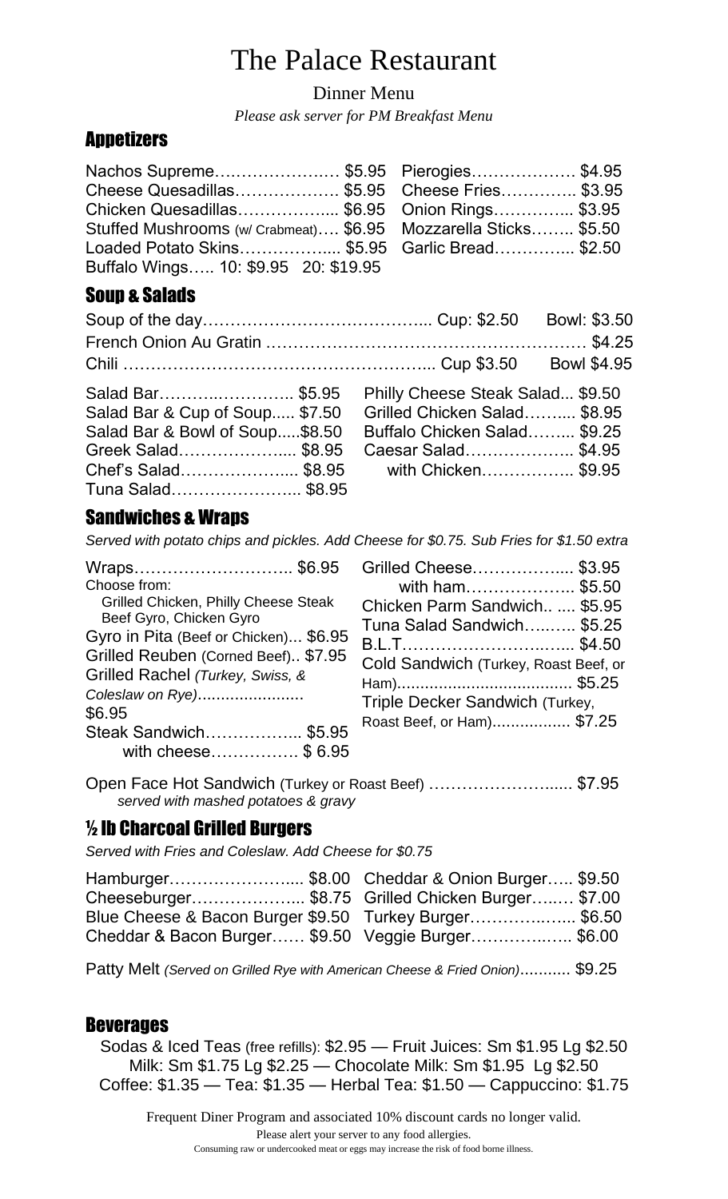# The Palace Restaurant

Dinner Menu

*Please ask server for PM Breakfast Menu*

## Appetizers

Nachos Supreme………………… $5.95
Cheese Quesadillas……………… $5.95
Chicken Quesadillas…………….... $6.95
Stuffed Mushrooms (w/ Crabmeat)…. $6.95
Loaded Potato Skins…………….... $5.95
Buffalo Wings….. 10: $9.95 20: $19.95

Pierogies………………. $4.95
Cheese Fries………….. $3.95
Onion Rings………….. $3.95
Mozzarella Sticks…….. $5.50
Garlic Bread………….. $2.50

## Soup & Salads

Soup of the day………………………………... Cup: $2.50 Bowl: $3.50
French Onion Au Gratin ………………………………………………… $4.25
Chili ………………………………………….... Cup $3.50 Bowl $4.95

Salad Bar……….………….. $5.95
Salad Bar & Cup of Soup..... $7.50
Salad Bar & Bowl of Soup.....$8.50
Greek Salad……………….... $8.95
Chef's Salad……………….... $8.95
Tuna Salad………………….. $8.95

Philly Cheese Steak Salad... $9.50
Grilled Chicken Salad…….... $8.95
Buffalo Chicken Salad…….... $9.25
Caesar Salad……………….. $4.95
with Chicken……………. $9.95

## Sandwiches & Wraps

*Served with potato chips and pickles. Add Cheese for $0.75. Sub Fries for $1.50 extra*

Wraps……………………….. $6.95
Choose from:
Grilled Chicken, Philly Cheese Steak
Beef Gyro, Chicken Gyro
Gyro in Pita (Beef or Chicken)... $6.95
Grilled Reuben (Corned Beef).. $7.95
Grilled Rachel *(Turkey, Swiss, & Coleslaw on Rye)*....................... $6.95
Steak Sandwich…………….... $5.95
with cheese……………. $ 6.95

Grilled Cheese……………..... $3.95
with ham……………….. $5.50
Chicken Parm Sandwich.. .... $5.95
Tuna Salad Sandwich….….. $5.25
B.L.T………………………..….. $4.50
Cold Sandwich (Turkey, Roast Beef, or Ham)...................................... $5.25
Triple Decker Sandwich (Turkey, Roast Beef, or Ham)................. $7.25

Open Face Hot Sandwich (Turkey or Roast Beef) …………………..... $7.95
*served with mashed potatoes & gravy*

## ½ lb Charcoal Grilled Burgers

*Served with Fries and Coleslaw. Add Cheese for $0.75*

Hamburger…………………..... $8.00
Cheeseburger………………..... $8.75
Blue Cheese & Bacon Burger $9.50
Cheddar & Bacon Burger…… $9.50

Cheddar & Onion Burger….. $9.50
Grilled Chicken Burger….… $7.00
Turkey Burger……………..….. $6.50
Veggie Burger……………..….. $6.00

Patty Melt *(Served on Grilled Rye with American Cheese & Fried Onion)*……….. $9.25

## Beverages

Sodas & Iced Teas (free refills): $2.95 — Fruit Juices: Sm $1.95 Lg $2.50
Milk: Sm $1.75 Lg $2.25 — Chocolate Milk: Sm $1.95 Lg $2.50
Coffee: $1.35 — Tea: $1.35 — Herbal Tea: $1.50 — Cappuccino: $1.75

Frequent Diner Program and associated 10% discount cards no longer valid.
Please alert your server to any food allergies.
Consuming raw or undercooked meat or eggs may increase the risk of food borne illness.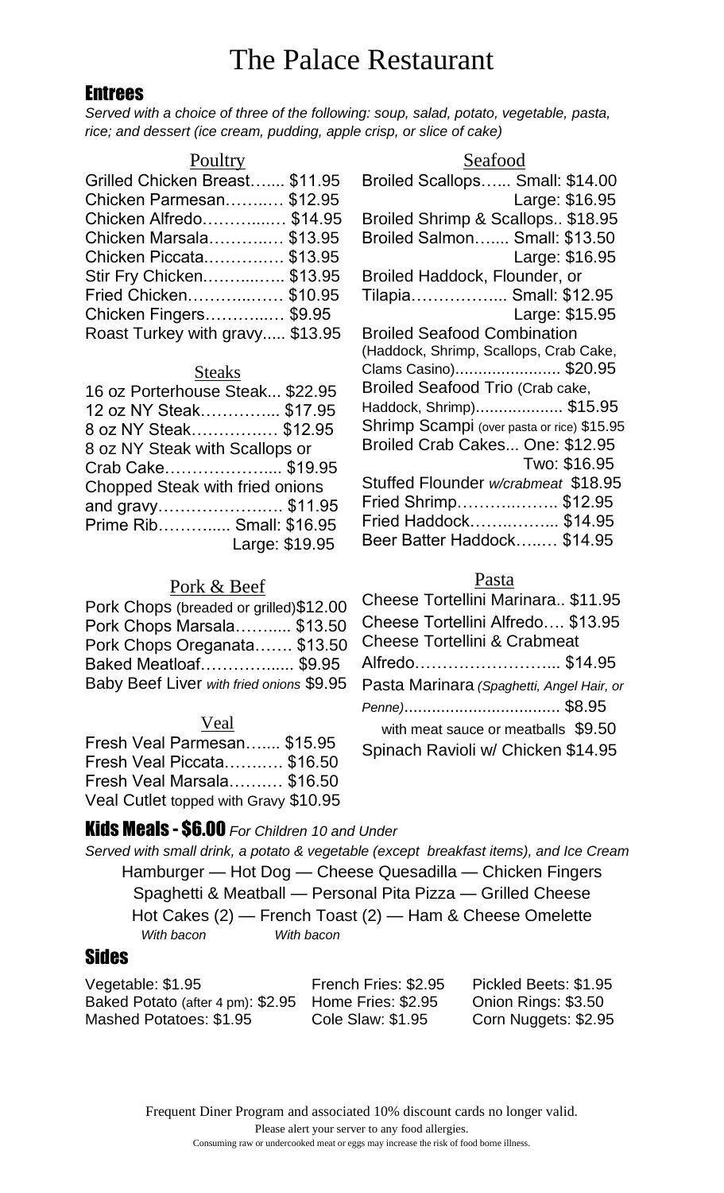# The Palace Restaurant

## Entrees

*Served with a choice of three of the following: soup, salad, potato, vegetable, pasta, rice; and dessert (ice cream, pudding, apple crisp, or slice of cake)*

### Poultry

Grilled Chicken Breast…... $11.95
Chicken Parmesan…….… $12.95
Chicken Alfredo………..… $14.95
Chicken Marsala………..… $13.95
Chicken Piccata.………..… $13.95
Stir Fry Chicken.……...….. $13.95
Fried Chicken……….…… $10.95
Chicken Fingers………..… $9.95
Roast Turkey with gravy..... $13.95

### Steaks

16 oz Porterhouse Steak... $22.95
12 oz NY Steak………….... $17.95
8 oz NY Steak…………… $12.95
8 oz NY Steak with Scallops or Crab Cake……………….... $19.95
Chopped Steak with fried onions and gravy…………………… $11.95
Prime Rib……….... Small: $16.95
Large: $19.95

### Pork & Beef

Pork Chops (breaded or grilled)$12.00
Pork Chops Marsala……..... $13.50
Pork Chops Oreganata……. $13.50
Baked Meatloaf………….... $9.95
Baby Beef Liver *with fried onions* $9.95

### Veal

Fresh Veal Parmesan…... $15.95
Fresh Veal Piccata……..… $16.50
Fresh Veal Marsala……… $16.50
Veal Cutlet topped with Gravy $10.95

### Seafood

Broiled Scallops…... Small: $14.00
Large: $16.95
Broiled Shrimp & Scallops.. $18.95
Broiled Salmon…... Small: $13.50
Large: $16.95
Broiled Haddock, Flounder, or Tilapia……………... Small: $12.95
Large: $15.95
Broiled Seafood Combination (Haddock, Shrimp, Scallops, Crab Cake, Clams Casino)....................... $20.95
Broiled Seafood Trio (Crab cake, Haddock, Shrimp)................... $15.95
Shrimp Scampi (over pasta or rice) $15.95
Broiled Crab Cakes... One: $12.95
Two: $16.95
Stuffed Flounder *w/crabmeat* $18.95
Fried Shrimp…………….. $12.95
Fried Haddock…….……... $14.95
Beer Batter Haddock…..… $14.95

### Pasta

Cheese Tortellini Marinara.. $11.95
Cheese Tortellini Alfredo…. $13.95
Cheese Tortellini & Crabmeat Alfredo……………………... $14.95
Pasta Marinara *(Spaghetti, Angel Hair, or Penne)*.................................. $8.95
with meat sauce or meatballs $9.50
Spinach Ravioli w/ Chicken $14.95

## Kids Meals - $6.00 *For Children 10 and Under*

*Served with small drink, a potato & vegetable (except breakfast items), and Ice Cream*

Hamburger — Hot Dog — Cheese Quesadilla — Chicken Fingers
Spaghetti & Meatball — Personal Pita Pizza — Grilled Cheese
Hot Cakes (2) *With bacon* — French Toast (2) *With bacon* — Ham & Cheese Omelette

## Sides

Vegetable: $1.95
Baked Potato (after 4 pm): $2.95
Mashed Potatoes: $1.95
French Fries: $2.95
Home Fries: $2.95
Cole Slaw: $1.95
Pickled Beets: $1.95
Onion Rings: $3.50
Corn Nuggets: $2.95

Frequent Diner Program and associated 10% discount cards no longer valid.
Please alert your server to any food allergies.
Consuming raw or undercooked meat or eggs may increase the risk of food borne illness.